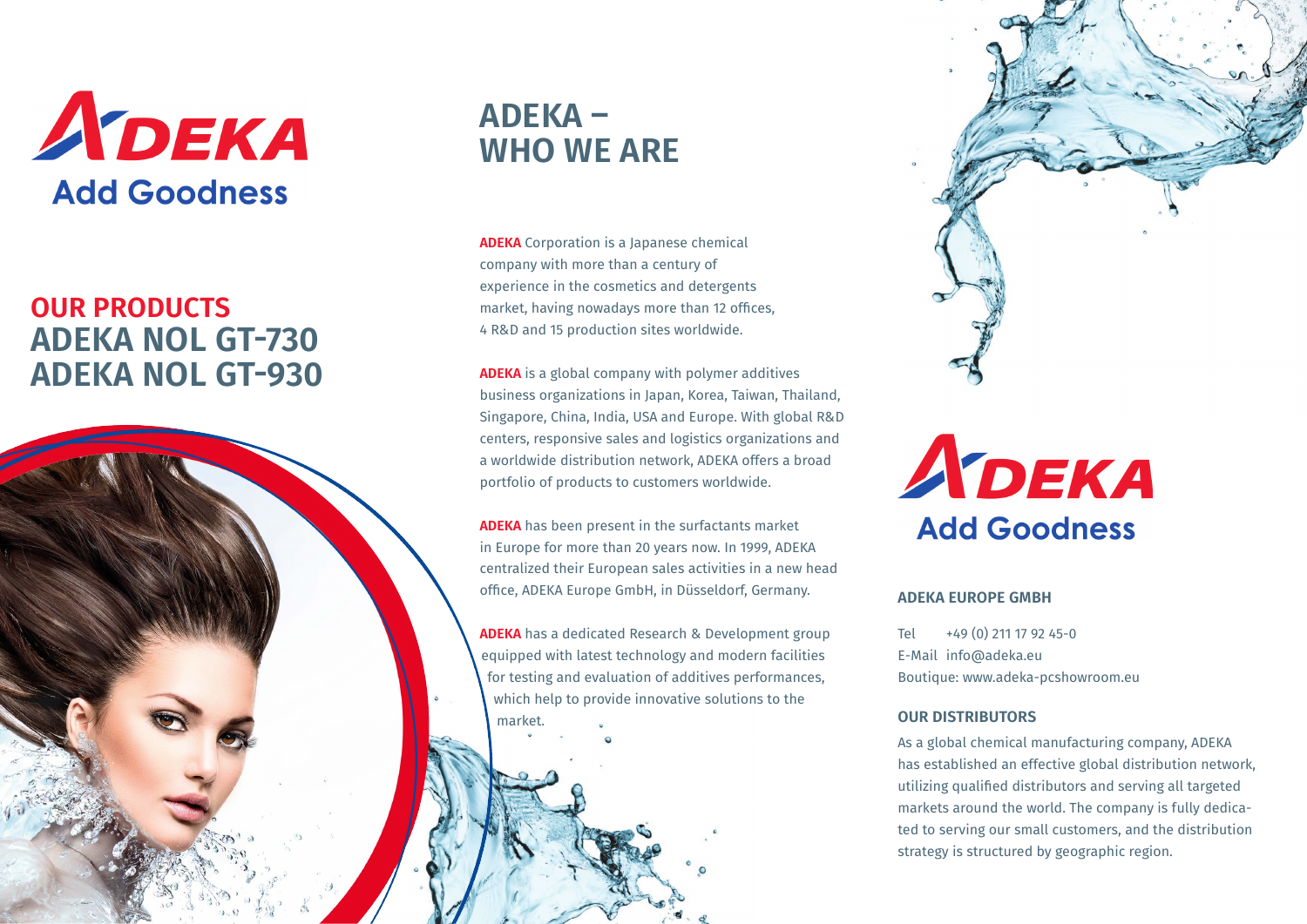ADEKA

Add Goodness

## OUR PRODUCTS

# ADEKA NOL GT-730
# ADEKA NOL GT-930

# ADEKA – WHO WE ARE

**ADEKA** Corporation is a Japanese chemical company with more than a century of experience in the cosmetics and detergents market, having nowadays more than 12 offices, 4 R&D and 15 production sites worldwide.

**ADEKA** is a global company with polymer additives business organizations in Japan, Korea, Taiwan, Thailand, Singapore, China, India, USA and Europe. With global R&D centers, responsive sales and logistics organizations and a worldwide distribution network, ADEKA offers a broad portfolio of products to customers worldwide.

**ADEKA** has been present in the surfactants market in Europe for more than 20 years now. In 1999, ADEKA centralized their European sales activities in a new head office, ADEKA Europe GmbH, in Düsseldorf, Germany.

**ADEKA** has a dedicated Research & Development group equipped with latest technology and modern facilities for testing and evaluation of additives performances, which help to provide innovative solutions to the market.

ADEKA

Add Goodness

### ADEKA EUROPE GMBH

Tel +49 (0) 211 17 92 45-0
E-Mail info@adeka.eu
Boutique: www.adeka-pcshowroom.eu

### OUR DISTRIBUTORS

As a global chemical manufacturing company, ADEKA has established an effective global distribution network, utilizing qualified distributors and serving all targeted markets around the world. The company is fully dedicated to serving our small customers, and the distribution strategy is structured by geographic region.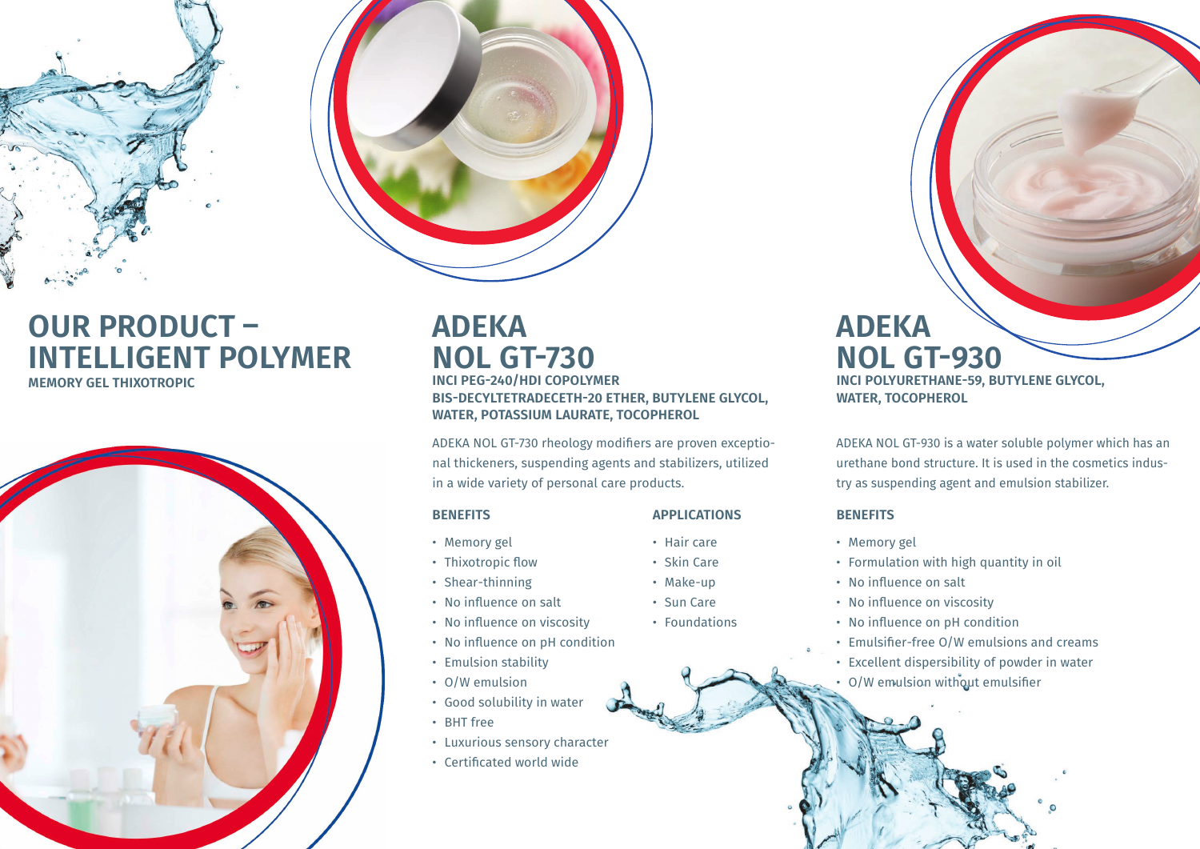# OUR PRODUCT – INTELLIGENT POLYMER

**MEMORY GEL THIXOTROPIC**

# ADEKA NOL GT-730

**INCI PEG-240/HDI COPOLYMER BIS-DECYLTETRADECETH-20 ETHER, BUTYLENE GLYCOL, WATER, POTASSIUM LAURATE, TOCOPHEROL**

ADEKA NOL GT-730 rheology modifiers are proven exceptional thickeners, suspending agents and stabilizers, utilized in a wide variety of personal care products.

### BENEFITS

- Memory gel
- Thixotropic flow
- Shear-thinning
- No influence on salt
- No influence on viscosity
- No influence on pH condition
- Emulsion stability
- O/W emulsion
- Good solubility in water
- BHT free
- Luxurious sensory character
- Certificated world wide

### APPLICATIONS

- Hair care
- Skin Care
- Make-up
- Sun Care
- Foundations

# ADEKA NOL GT-930

**INCI POLYURETHANE-59, BUTYLENE GLYCOL, WATER, TOCOPHEROL**

ADEKA NOL GT-930 is a water soluble polymer which has an urethane bond structure. It is used in the cosmetics industry as suspending agent and emulsion stabilizer.

### BENEFITS

- Memory gel
- Formulation with high quantity in oil
- No influence on salt
- No influence on viscosity
- No influence on pH condition
- Emulsifier-free O/W emulsions and creams
- Excellent dispersibility of powder in water
- O/W emulsion without emulsifier